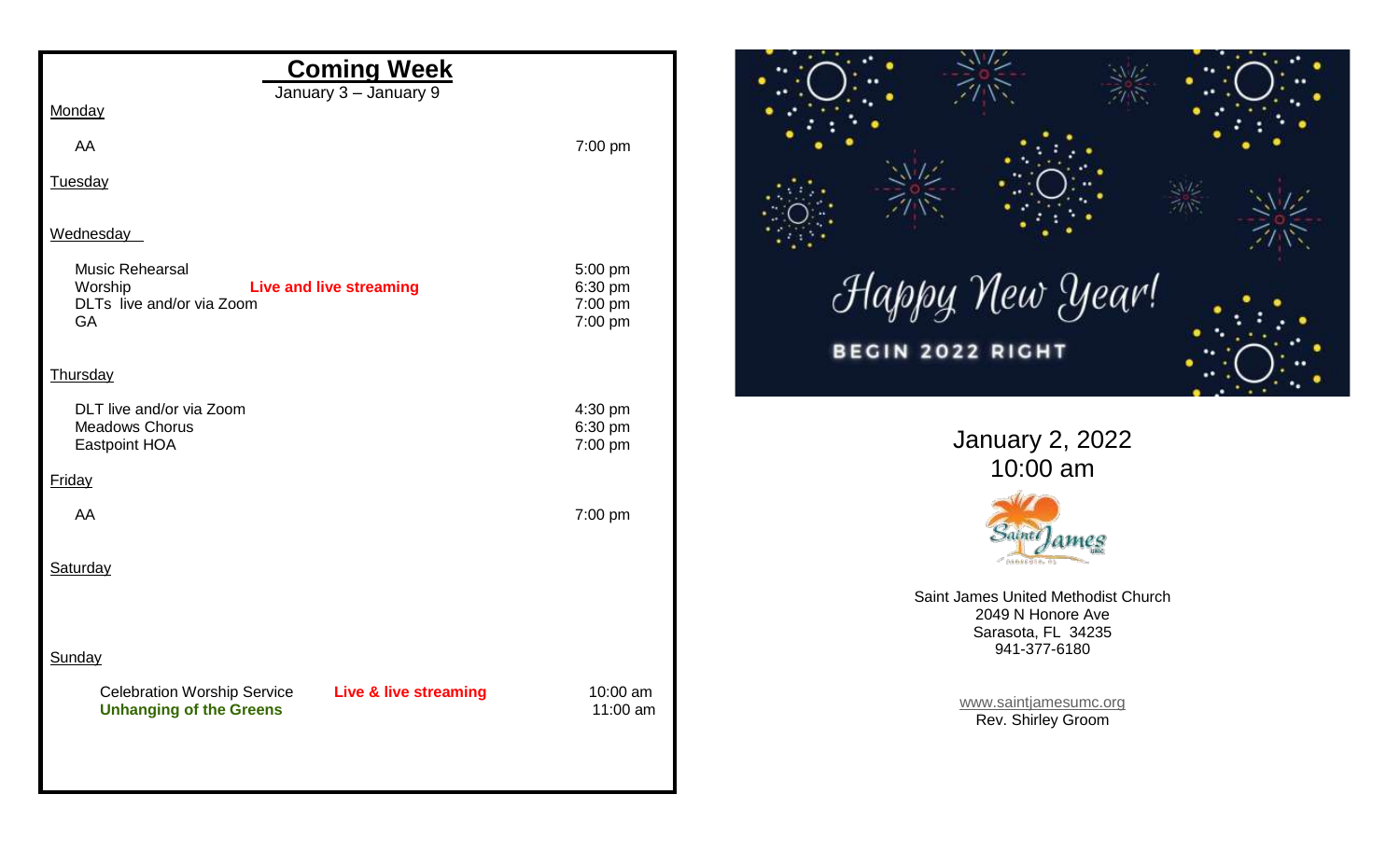## Coming Week

January 3 – January 9

**Monday**

| | | |
|---|---|---|
| AA | | 7:00 pm |

**Tuesday**

**Wednesday**

| | | |
|---|---|---|
| Music Rehearsal | | 5:00 pm |
| Worship | **Live and live streaming** | 6:30 pm |
| DLTs live and/or via Zoom | | 7:00 pm |
| GA | | 7:00 pm |

**Thursday**

| | |
|---|---|
| DLT live and/or via Zoom | 4:30 pm |
| Meadows Chorus | 6:30 pm |
| Eastpoint HOA | 7:00 pm |

**Friday**

| | |
|---|---|
| AA | 7:00 pm |

**Saturday**

**Sunday**

| | | |
|---|---|---|
| Celebration Worship Service | **Live & live streaming** | 10:00 am |
| **Unhanging of the Greens** | | 11:00 am |

Happy New Year!

BEGIN 2022 RIGHT

January 2, 2022
10:00 am

Saint James United Methodist Church
2049 N Honore Ave
Sarasota, FL 34235
941-377-6180

www.saintjamesumc.org
Rev. Shirley Groom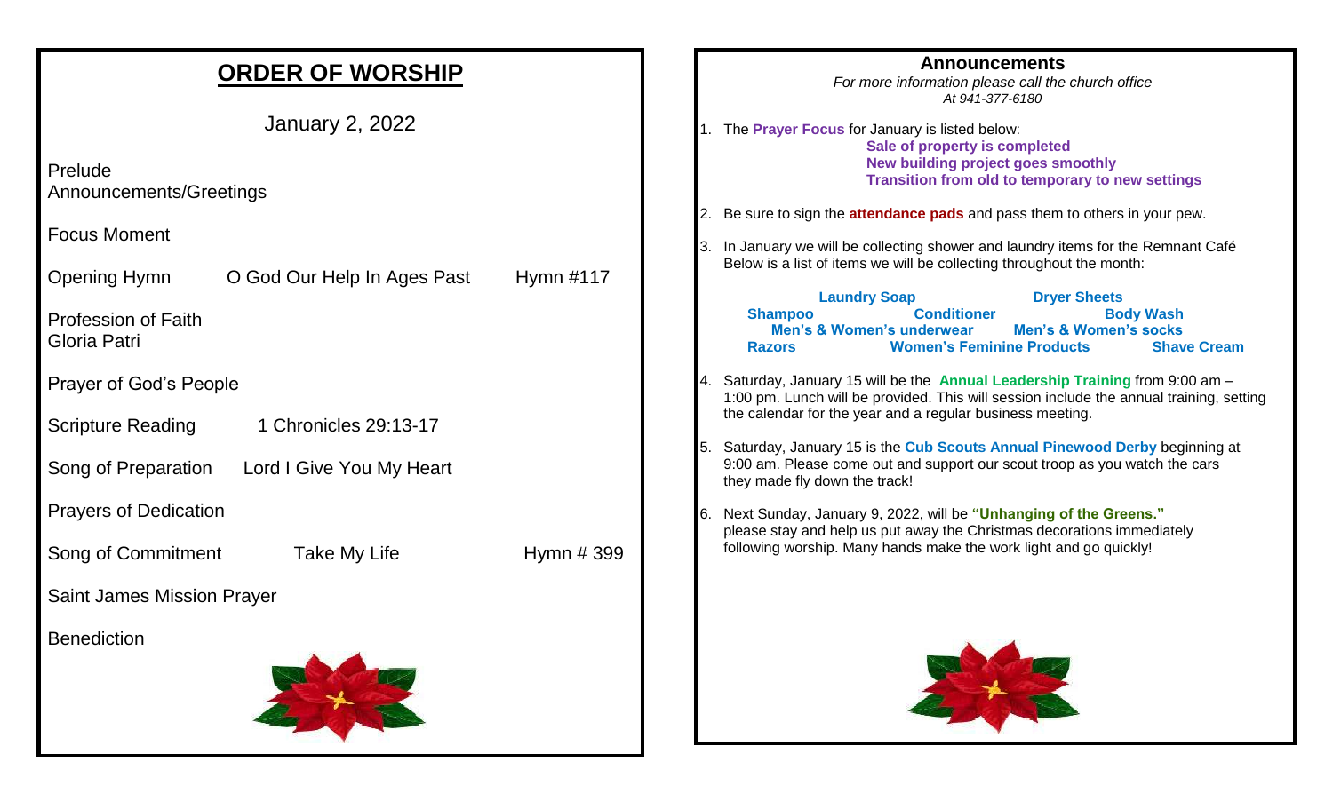## ORDER OF WORSHIP

January 2, 2022

Prelude
Announcements/Greetings

Focus Moment

Opening Hymn — O God Our Help In Ages Past — Hymn #117

Profession of Faith
Gloria Patri

Prayer of God's People

Scripture Reading — 1 Chronicles 29:13-17

Song of Preparation — Lord I Give You My Heart

Prayers of Dedication

Song of Commitment — Take My Life — Hymn # 399

Saint James Mission Prayer

Benediction

## Announcements

*For more information please call the church office*
*At 941-377-6180*

1. The **Prayer Focus** for January is listed below:
   **Sale of property is completed**
   **New building project goes smoothly**
   **Transition from old to temporary to new settings**

2. Be sure to sign the **attendance pads** and pass them to others in your pew.

3. In January we will be collecting shower and laundry items for the Remnant Café Below is a list of items we will be collecting throughout the month:

   **Laundry Soap** — **Dryer Sheets**
   **Shampoo** — **Conditioner** — **Body Wash**
   **Men's & Women's underwear** — **Men's & Women's socks**
   **Razors** — **Women's Feminine Products** — **Shave Cream**

4. Saturday, January 15 will be the **Annual Leadership Training** from 9:00 am – 1:00 pm. Lunch will be provided. This will session include the annual training, setting the calendar for the year and a regular business meeting.

5. Saturday, January 15 is the **Cub Scouts Annual Pinewood Derby** beginning at 9:00 am. Please come out and support our scout troop as you watch the cars they made fly down the track!

6. Next Sunday, January 9, 2022, will be **"Unhanging of the Greens."** please stay and help us put away the Christmas decorations immediately following worship. Many hands make the work light and go quickly!